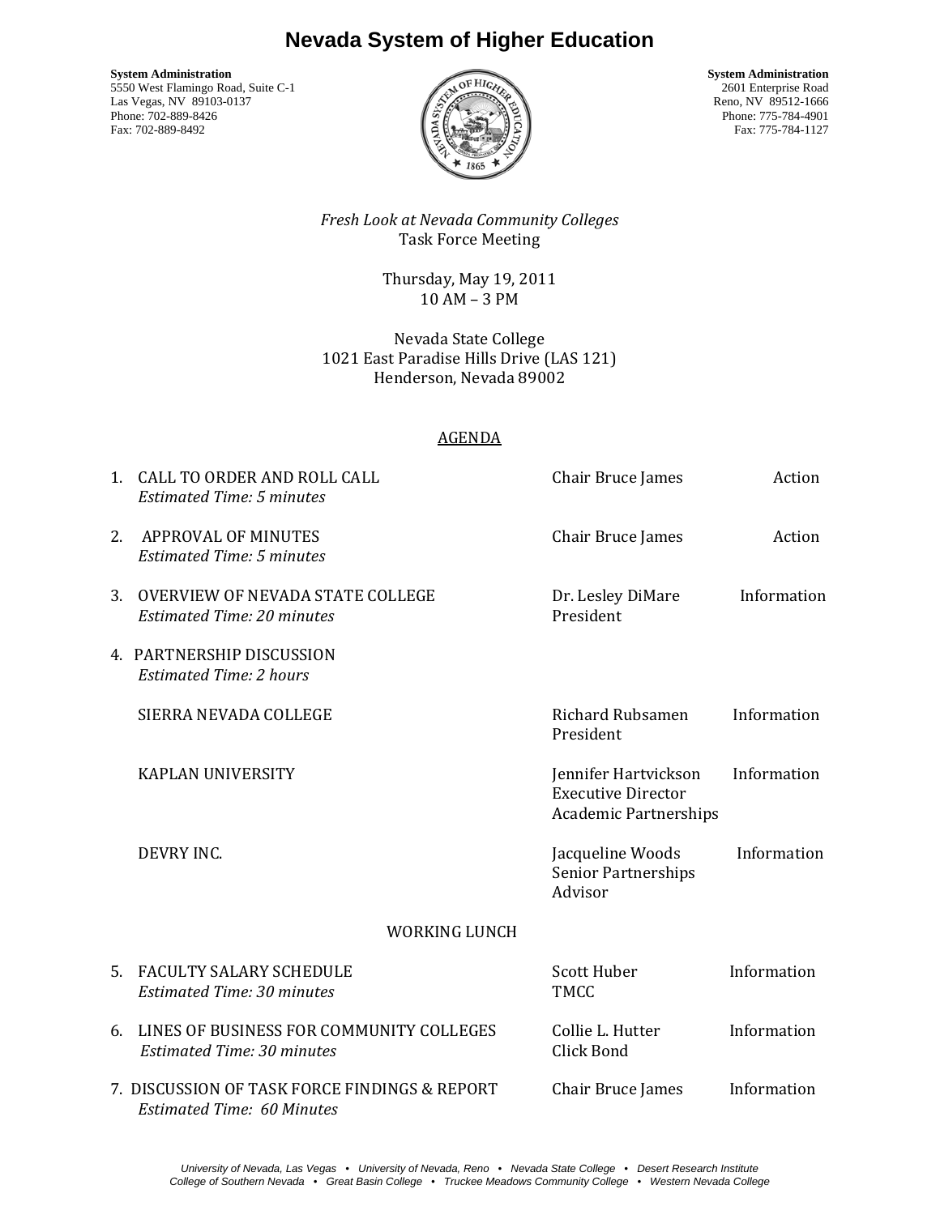# Nevada System of Higher Education

**System Administration**
5550 West Flamingo Road, Suite C-1
Las Vegas, NV 89103-0137
Phone: 702-889-8426
Fax: 702-889-8492

**System Administration**
2601 Enterprise Road
Reno, NV 89512-1666
Phone: 775-784-4901
Fax: 775-784-1127

*Fresh Look at Nevada Community Colleges*
Task Force Meeting

Thursday, May 19, 2011
10 AM – 3 PM

Nevada State College
1021 East Paradise Hills Drive (LAS 121)
Henderson, Nevada 89002

## AGENDA

| | Item | Presenter | Type |
|---|---|---|---|
| 1. | CALL TO ORDER AND ROLL CALL<br>*Estimated Time: 5 minutes* | Chair Bruce James | Action |
| 2. | APPROVAL OF MINUTES<br>*Estimated Time: 5 minutes* | Chair Bruce James | Action |
| 3. | OVERVIEW OF NEVADA STATE COLLEGE<br>*Estimated Time: 20 minutes* | Dr. Lesley DiMare<br>President | Information |
| 4. | PARTNERSHIP DISCUSSION<br>*Estimated Time: 2 hours* | | |
| | SIERRA NEVADA COLLEGE | Richard Rubsamen<br>President | Information |
| | KAPLAN UNIVERSITY | Jennifer Hartvickson<br>Executive Director<br>Academic Partnerships | Information |
| | DEVRY INC. | Jacqueline Woods<br>Senior Partnerships<br>Advisor | Information |
| | WORKING LUNCH | | |
| 5. | FACULTY SALARY SCHEDULE<br>*Estimated Time: 30 minutes* | Scott Huber<br>TMCC | Information |
| 6. | LINES OF BUSINESS FOR COMMUNITY COLLEGES<br>*Estimated Time: 30 minutes* | Collie L. Hutter<br>Click Bond | Information |
| 7. | DISCUSSION OF TASK FORCE FINDINGS & REPORT<br>*Estimated Time: 60 Minutes* | Chair Bruce James | Information |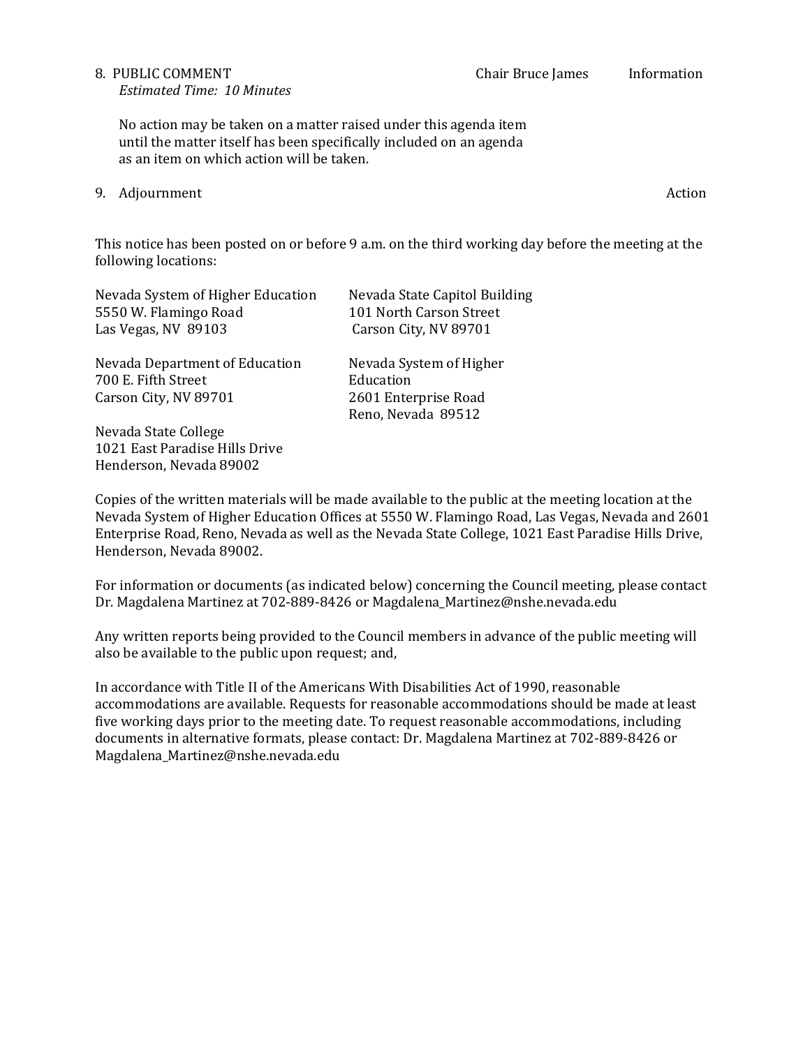8. PUBLIC COMMENT Chair Bruce James Information

*Estimated Time: 10 Minutes*

No action may be taken on a matter raised under this agenda item until the matter itself has been specifically included on an agenda as an item on which action will be taken.

9. Adjournment Action

This notice has been posted on or before 9 a.m. on the third working day before the meeting at the following locations:

Nevada System of Higher Education
5550 W. Flamingo Road
Las Vegas, NV 89103

Nevada State Capitol Building
101 North Carson Street
Carson City, NV 89701

Nevada Department of Education
700 E. Fifth Street
Carson City, NV 89701

Nevada System of Higher Education
2601 Enterprise Road
Reno, Nevada 89512

Nevada State College
1021 East Paradise Hills Drive
Henderson, Nevada 89002

Copies of the written materials will be made available to the public at the meeting location at the Nevada System of Higher Education Offices at 5550 W. Flamingo Road, Las Vegas, Nevada and 2601 Enterprise Road, Reno, Nevada as well as the Nevada State College, 1021 East Paradise Hills Drive, Henderson, Nevada 89002.

For information or documents (as indicated below) concerning the Council meeting, please contact Dr. Magdalena Martinez at 702-889-8426 or Magdalena_Martinez@nshe.nevada.edu

Any written reports being provided to the Council members in advance of the public meeting will also be available to the public upon request; and,

In accordance with Title II of the Americans With Disabilities Act of 1990, reasonable accommodations are available. Requests for reasonable accommodations should be made at least five working days prior to the meeting date. To request reasonable accommodations, including documents in alternative formats, please contact: Dr. Magdalena Martinez at 702-889-8426 or Magdalena_Martinez@nshe.nevada.edu